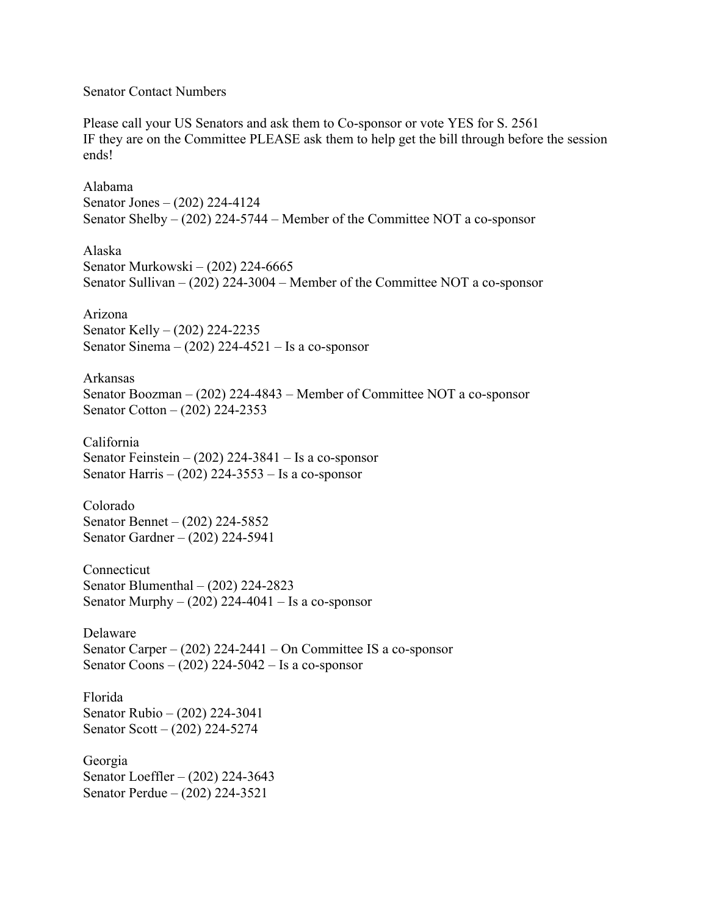Senator Contact Numbers

Please call your US Senators and ask them to Co-sponsor or vote YES for S. 2561
IF they are on the Committee PLEASE ask them to help get the bill through before the session ends!

Alabama
Senator Jones – (202) 224-4124
Senator Shelby – (202) 224-5744 – Member of the Committee NOT a co-sponsor

Alaska
Senator Murkowski – (202) 224-6665
Senator Sullivan – (202) 224-3004 – Member of the Committee NOT a co-sponsor

Arizona
Senator Kelly – (202) 224-2235
Senator Sinema – (202) 224-4521 – Is a co-sponsor

Arkansas
Senator Boozman – (202) 224-4843 – Member of Committee NOT a co-sponsor
Senator Cotton – (202) 224-2353

California
Senator Feinstein – (202) 224-3841 – Is a co-sponsor
Senator Harris – (202) 224-3553 – Is a co-sponsor

Colorado
Senator Bennet – (202) 224-5852
Senator Gardner – (202) 224-5941

Connecticut
Senator Blumenthal – (202) 224-2823
Senator Murphy – (202) 224-4041 – Is a co-sponsor

Delaware
Senator Carper – (202) 224-2441 – On Committee IS a co-sponsor
Senator Coons – (202) 224-5042 – Is a co-sponsor

Florida
Senator Rubio – (202) 224-3041
Senator Scott – (202) 224-5274

Georgia
Senator Loeffler – (202) 224-3643
Senator Perdue – (202) 224-3521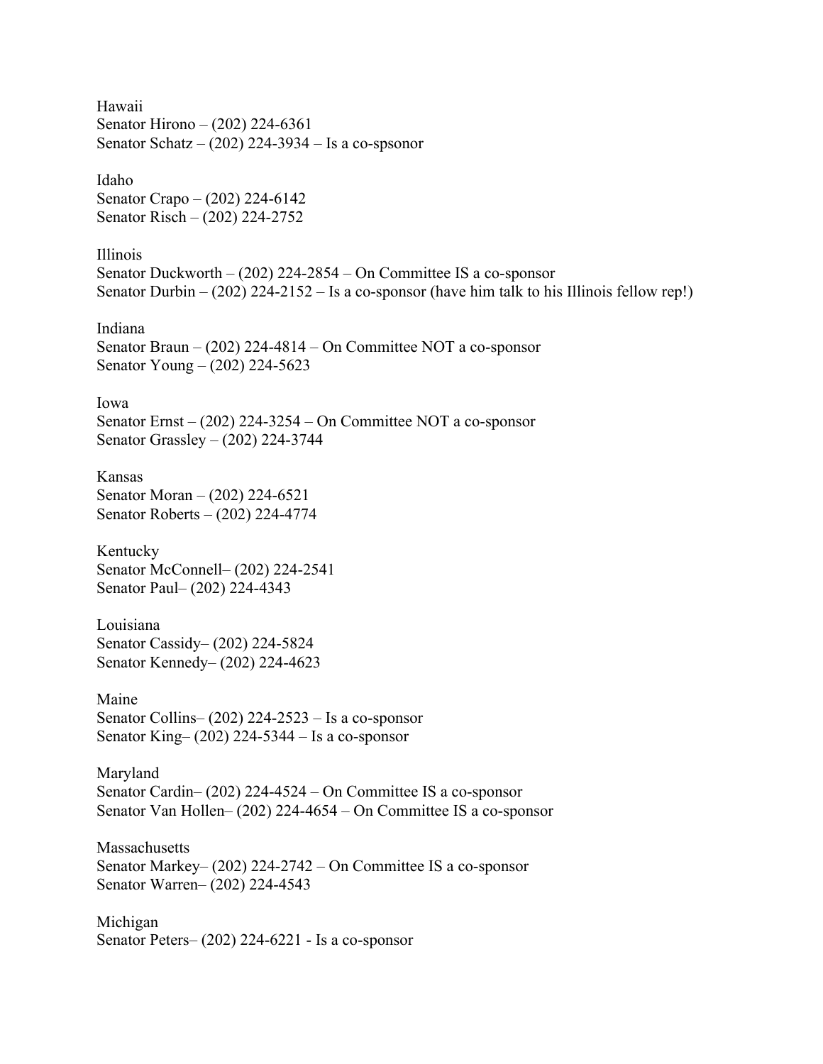Hawaii
Senator Hirono – (202) 224-6361
Senator Schatz – (202) 224-3934 – Is a co-spsonor

Idaho
Senator Crapo – (202) 224-6142
Senator Risch – (202) 224-2752

Illinois
Senator Duckworth – (202) 224-2854 – On Committee IS a co-sponsor
Senator Durbin – (202) 224-2152 – Is a co-sponsor (have him talk to his Illinois fellow rep!)

Indiana
Senator Braun – (202) 224-4814 – On Committee NOT a co-sponsor
Senator Young – (202) 224-5623

Iowa
Senator Ernst – (202) 224-3254 – On Committee NOT a co-sponsor
Senator Grassley – (202) 224-3744

Kansas
Senator Moran – (202) 224-6521
Senator Roberts – (202) 224-4774

Kentucky
Senator McConnell– (202) 224-2541
Senator Paul– (202) 224-4343

Louisiana
Senator Cassidy– (202) 224-5824
Senator Kennedy– (202) 224-4623

Maine
Senator Collins– (202) 224-2523 – Is a co-sponsor
Senator King– (202) 224-5344 – Is a co-sponsor

Maryland
Senator Cardin– (202) 224-4524 – On Committee IS a co-sponsor
Senator Van Hollen– (202) 224-4654 – On Committee IS a co-sponsor

Massachusetts
Senator Markey– (202) 224-2742 – On Committee IS a co-sponsor
Senator Warren– (202) 224-4543

Michigan
Senator Peters– (202) 224-6221 - Is a co-sponsor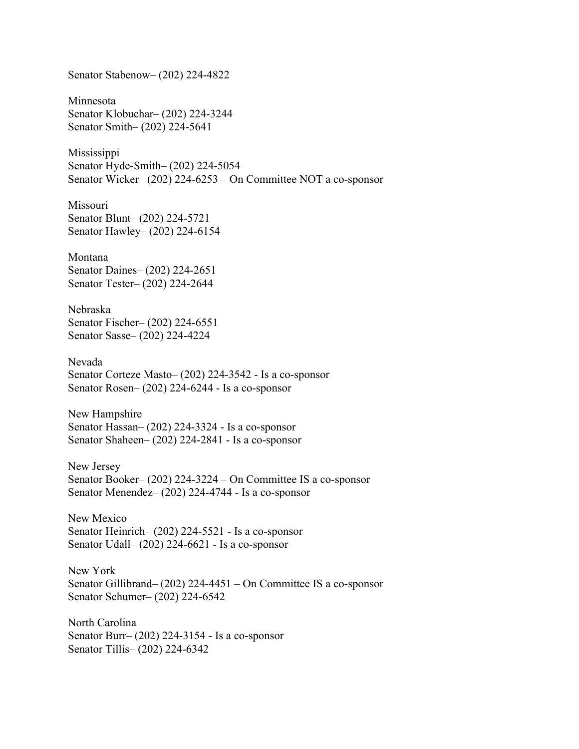Senator Stabenow– (202) 224-4822

Minnesota
Senator Klobuchar– (202) 224-3244
Senator Smith– (202) 224-5641

Mississippi
Senator Hyde-Smith– (202) 224-5054
Senator Wicker– (202) 224-6253 – On Committee NOT a co-sponsor

Missouri
Senator Blunt– (202) 224-5721
Senator Hawley– (202) 224-6154

Montana
Senator Daines– (202) 224-2651
Senator Tester– (202) 224-2644

Nebraska
Senator Fischer– (202) 224-6551
Senator Sasse– (202) 224-4224

Nevada
Senator Corteze Masto– (202) 224-3542 - Is a co-sponsor
Senator Rosen– (202) 224-6244 - Is a co-sponsor

New Hampshire
Senator Hassan– (202) 224-3324 - Is a co-sponsor
Senator Shaheen– (202) 224-2841 - Is a co-sponsor

New Jersey
Senator Booker– (202) 224-3224 – On Committee IS a co-sponsor
Senator Menendez– (202) 224-4744 - Is a co-sponsor

New Mexico
Senator Heinrich– (202) 224-5521 - Is a co-sponsor
Senator Udall– (202) 224-6621 - Is a co-sponsor

New York
Senator Gillibrand– (202) 224-4451 – On Committee IS a co-sponsor
Senator Schumer– (202) 224-6542

North Carolina
Senator Burr– (202) 224-3154 - Is a co-sponsor
Senator Tillis– (202) 224-6342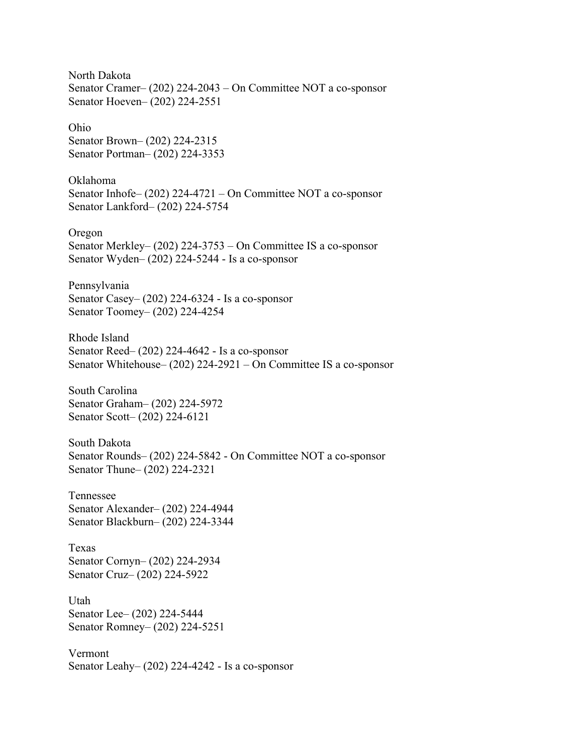North Dakota
Senator Cramer– (202) 224-2043 – On Committee NOT a co-sponsor
Senator Hoeven– (202) 224-2551

Ohio
Senator Brown– (202) 224-2315
Senator Portman– (202) 224-3353

Oklahoma
Senator Inhofe– (202) 224-4721 – On Committee NOT a co-sponsor
Senator Lankford– (202) 224-5754

Oregon
Senator Merkley– (202) 224-3753 – On Committee IS a co-sponsor
Senator Wyden– (202) 224-5244 - Is a co-sponsor

Pennsylvania
Senator Casey– (202) 224-6324 - Is a co-sponsor
Senator Toomey– (202) 224-4254

Rhode Island
Senator Reed– (202) 224-4642 - Is a co-sponsor
Senator Whitehouse– (202) 224-2921 – On Committee IS a co-sponsor

South Carolina
Senator Graham– (202) 224-5972
Senator Scott– (202) 224-6121

South Dakota
Senator Rounds– (202) 224-5842 - On Committee NOT a co-sponsor
Senator Thune– (202) 224-2321

Tennessee
Senator Alexander– (202) 224-4944
Senator Blackburn– (202) 224-3344

Texas
Senator Cornyn– (202) 224-2934
Senator Cruz– (202) 224-5922

Utah
Senator Lee– (202) 224-5444
Senator Romney– (202) 224-5251

Vermont
Senator Leahy– (202) 224-4242 - Is a co-sponsor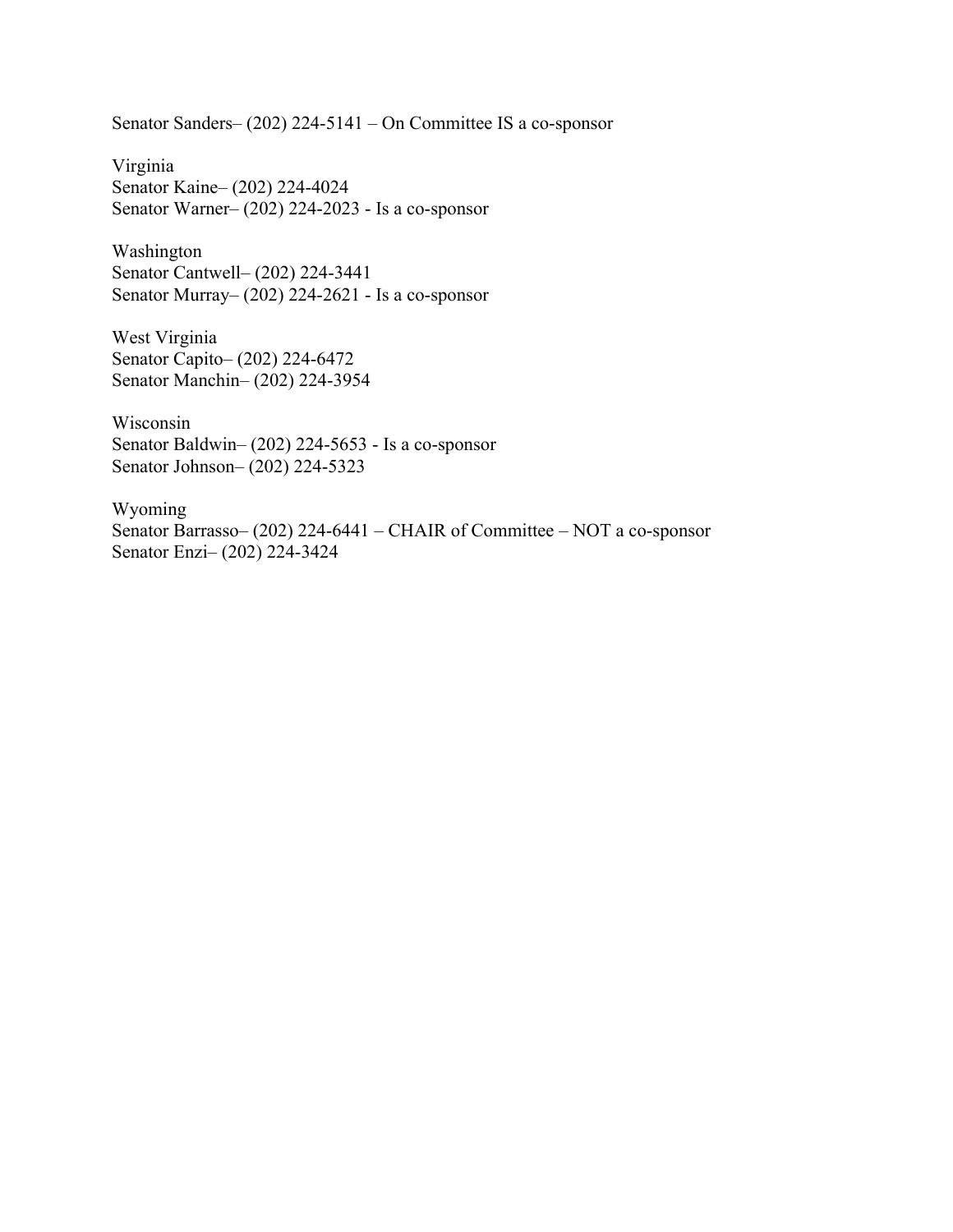Senator Sanders– (202) 224-5141 – On Committee IS a co-sponsor

Virginia
Senator Kaine– (202) 224-4024
Senator Warner– (202) 224-2023 - Is a co-sponsor

Washington
Senator Cantwell– (202) 224-3441
Senator Murray– (202) 224-2621 - Is a co-sponsor

West Virginia
Senator Capito– (202) 224-6472
Senator Manchin– (202) 224-3954

Wisconsin
Senator Baldwin– (202) 224-5653 - Is a co-sponsor
Senator Johnson– (202) 224-5323

Wyoming
Senator Barrasso– (202) 224-6441 – CHAIR of Committee – NOT a co-sponsor
Senator Enzi– (202) 224-3424